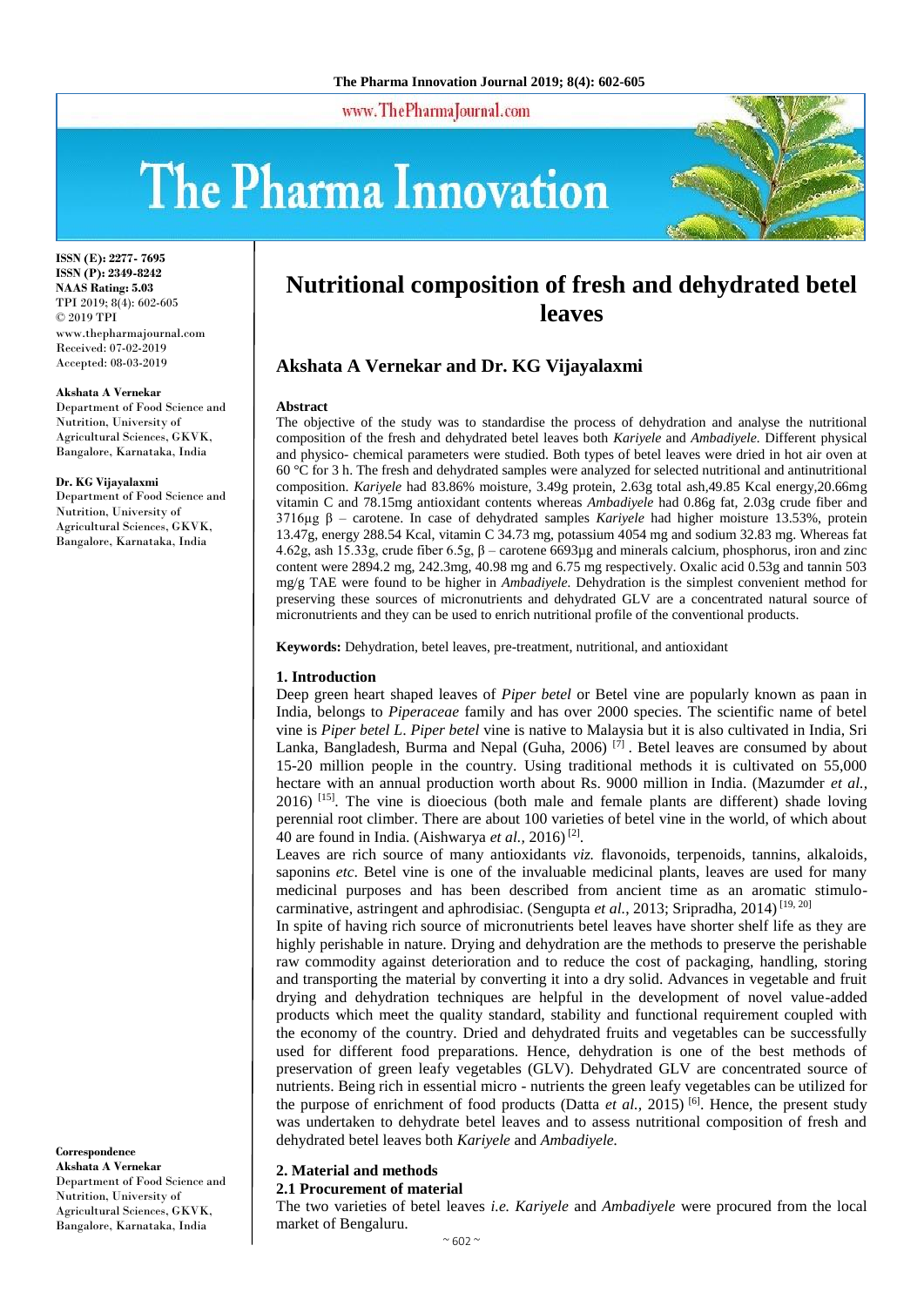# Nutritional composition of fresh and dehydrated betel leaves

**Akshata A Vernekar and Dr. KG Vijayalaxmi**

ISSN (E): 2277- 7695
ISSN (P): 2349-8242
NAAS Rating: 5.03
TPI 2019; 8(4): 602-605
© 2019 TPI
www.thepharmajournal.com
Received: 07-02-2019
Accepted: 08-03-2019

**Akshata A Vernekar**
Department of Food Science and Nutrition, University of Agricultural Sciences, GKVK, Bangalore, Karnataka, India

**Dr. KG Vijayalaxmi**
Department of Food Science and Nutrition, University of Agricultural Sciences, GKVK, Bangalore, Karnataka, India

**Correspondence**
**Akshata A Vernekar**
Department of Food Science and Nutrition, University of Agricultural Sciences, GKVK, Bangalore, Karnataka, India

## Abstract

The objective of the study was to standardise the process of dehydration and analyse the nutritional composition of the fresh and dehydrated betel leaves both *Kariyele* and *Ambadiyele.* Different physical and physico- chemical parameters were studied. Both types of betel leaves were dried in hot air oven at 60 °C for 3 h. The fresh and dehydrated samples were analyzed for selected nutritional and antinutritional composition. *Kariyele* had 83.86% moisture, 3.49g protein, 2.63g total ash,49.85 Kcal energy,20.66mg vitamin C and 78.15mg antioxidant contents whereas *Ambadiyele* had 0.86g fat, 2.03g crude fiber and 3716µg β – carotene. In case of dehydrated samples *Kariyele* had higher moisture 13.53%, protein 13.47g, energy 288.54 Kcal, vitamin C 34.73 mg, potassium 4054 mg and sodium 32.83 mg. Whereas fat 4.62g, ash 15.33g, crude fiber 6.5g, β – carotene 6693µg and minerals calcium, phosphorus, iron and zinc content were 2894.2 mg, 242.3mg, 40.98 mg and 6.75 mg respectively. Oxalic acid 0.53g and tannin 503 mg/g TAE were found to be higher in *Ambadiyele*. Dehydration is the simplest convenient method for preserving these sources of micronutrients and dehydrated GLV are a concentrated natural source of micronutrients and they can be used to enrich nutritional profile of the conventional products.

**Keywords:** Dehydration, betel leaves, pre-treatment, nutritional, and antioxidant

## 1. Introduction

Deep green heart shaped leaves of *Piper betel* or Betel vine are popularly known as paan in India, belongs to *Piperaceae* family and has over 2000 species. The scientific name of betel vine is *Piper betel L*. *Piper betel* vine is native to Malaysia but it is also cultivated in India, Sri Lanka, Bangladesh, Burma and Nepal (Guha, 2006) [7]. Betel leaves are consumed by about 15-20 million people in the country. Using traditional methods it is cultivated on 55,000 hectare with an annual production worth about Rs. 9000 million in India. (Mazumder *et al.,* 2016) [15]. The vine is dioecious (both male and female plants are different) shade loving perennial root climber. There are about 100 varieties of betel vine in the world, of which about 40 are found in India. (Aishwarya *et al.,* 2016) [2].

Leaves are rich source of many antioxidants *viz.* flavonoids, terpenoids, tannins, alkaloids, saponins *etc.* Betel vine is one of the invaluable medicinal plants, leaves are used for many medicinal purposes and has been described from ancient time as an aromatic stimulo-carminative, astringent and aphrodisiac. (Sengupta *et al.*, 2013; Sripradha, 2014) [19, 20]

In spite of having rich source of micronutrients betel leaves have shorter shelf life as they are highly perishable in nature. Drying and dehydration are the methods to preserve the perishable raw commodity against deterioration and to reduce the cost of packaging, handling, storing and transporting the material by converting it into a dry solid. Advances in vegetable and fruit drying and dehydration techniques are helpful in the development of novel value-added products which meet the quality standard, stability and functional requirement coupled with the economy of the country. Dried and dehydrated fruits and vegetables can be successfully used for different food preparations. Hence, dehydration is one of the best methods of preservation of green leafy vegetables (GLV). Dehydrated GLV are concentrated source of nutrients. Being rich in essential micro - nutrients the green leafy vegetables can be utilized for the purpose of enrichment of food products (Datta *et al.,* 2015) [6]. Hence, the present study was undertaken to dehydrate betel leaves and to assess nutritional composition of fresh and dehydrated betel leaves both *Kariyele* and *Ambadiyele.*

## 2. Material and methods

### 2.1 Procurement of material

The two varieties of betel leaves *i.e. Kariyele* and *Ambadiyele* were procured from the local market of Bengaluru.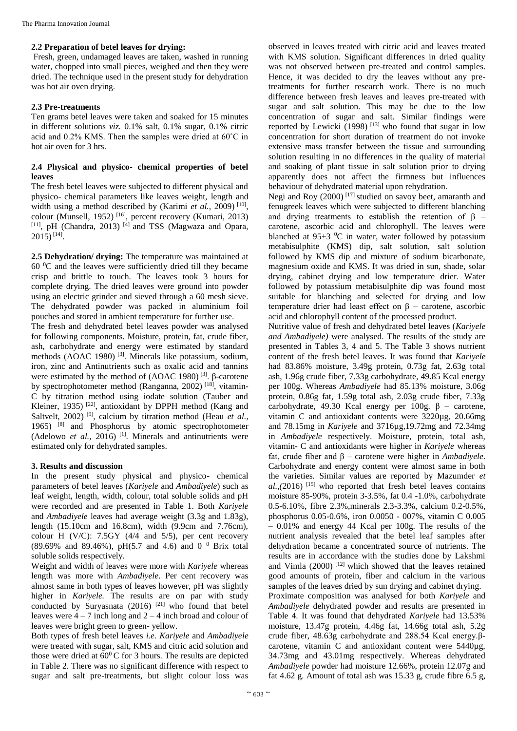### 2.2 Preparation of betel leaves for drying:

Fresh, green, undamaged leaves are taken, washed in running water, chopped into small pieces, weighed and then they were dried. The technique used in the present study for dehydration was hot air oven drying.

### 2.3 Pre-treatments

Ten grams betel leaves were taken and soaked for 15 minutes in different solutions *viz.* 0.1% salt, 0.1% sugar, 0.1% citric acid and 0.2% KMS. Then the samples were dried at 60˚C in hot air oven for 3 hrs.

### 2.4 Physical and physico- chemical properties of betel leaves

The fresh betel leaves were subjected to different physical and physico- chemical parameters like leaves weight, length and width using a method described by (Karimi *et al.*, 2009) [10], colour (Munsell, 1952) [16], percent recovery (Kumari, 2013) [11], pH (Chandra, 2013) [4] and TSS (Magwaza and Opara, 2015) [14].

**2.5 Dehydration/ drying:** The temperature was maintained at 60 $^0$C and the leaves were sufficiently dried till they became crisp and brittle to touch. The leaves took 3 hours for complete drying. The dried leaves were ground into powder using an electric grinder and sieved through a 60 mesh sieve. The dehydrated powder was packed in aluminium foil pouches and stored in ambient temperature for further use.

The fresh and dehydrated betel leaves powder was analysed for following components. Moisture, protein, fat, crude fiber, ash, carbohydrate and energy were estimated by standard methods (AOAC 1980) [3]. Minerals like potassium, sodium, iron, zinc and Antinutrients such as oxalic acid and tannins were estimated by the method of (AOAC 1980) [3]. β-carotene by spectrophotometer method (Ranganna, 2002) [18], vitamin-C by titration method using iodate solution (Tauber and Kleiner, 1935) [22], antioxidant by DPPH method (Kang and Saltvelt, 2002) [9], calcium by titration method (Heau *et al.*, 1965) [8] and Phosphorus by atomic spectrophotometer (Adelowo *et al.*, 2016) [1]. Minerals and antinutrients were estimated only for dehydrated samples.

## 3. Results and discussion

In the present study physical and physico- chemical parameters of betel leaves (*Kariyele* and *Ambadiyele*) such as leaf weight, length, width, colour, total soluble solids and pH were recorded and are presented in Table 1. Both *Kariyele* and *Ambadiyele* leaves had average weight (3.3g and 1.83g), length (15.10cm and 16.8cm), width (9.9cm and 7.76cm), colour H (V/C): 7.5GY (4/4 and 5/5), per cent recovery (89.69% and 89.46%), pH(5.7 and 4.6) and 0 $^0$ Brix total soluble solids respectively.

Weight and width of leaves were more with *Kariyele* whereas length was more with *Ambadiyele*. Per cent recovery was almost same in both types of leaves however, pH was slightly higher in *Kariyele.* The results are on par with study conducted by Suryasnata (2016) [21] who found that betel leaves were 4 – 7 inch long and 2 – 4 inch broad and colour of leaves were bright green to green- yellow.

Both types of fresh betel leaves *i.e. Kariyele* and *Ambadiyele* were treated with sugar, salt, KMS and citric acid solution and those were dried at 60$^0$C for 3 hours. The results are depicted in Table 2. There was no significant difference with respect to sugar and salt pre-treatments, but slight colour loss was observed in leaves treated with citric acid and leaves treated with KMS solution. Significant differences in dried quality was not observed between pre-treated and control samples. Hence, it was decided to dry the leaves without any pre-treatments for further research work. There is no much difference between fresh leaves and leaves pre-treated with sugar and salt solution. This may be due to the low concentration of sugar and salt. Similar findings were reported by Lewicki (1998) [13] who found that sugar in low concentration for short duration of treatment do not invoke extensive mass transfer between the tissue and surrounding solution resulting in no differences in the quality of material and soaking of plant tissue in salt solution prior to drying apparently does not affect the firmness but influences behaviour of dehydrated material upon rehydration.

Negi and Roy (2000) [17] studied on savoy beet, amaranth and fenugreek leaves which were subjected to different blanching and drying treatments to establish the retention of β – carotene, ascorbic acid and chlorophyll. The leaves were blanched at 95±3 $^0$C in water, water followed by potassium metabisulphite (KMS) dip, salt solution, salt solution followed by KMS dip and mixture of sodium bicarbonate, magnesium oxide and KMS. It was dried in sun, shade, solar drying, cabinet drying and low temperature drier. Water followed by potassium metabisulphite dip was found most suitable for blanching and selected for drying and low temperature drier had least effect on β – carotene, ascorbic acid and chlorophyll content of the processed product.

Nutritive value of fresh and dehydrated betel leaves (*Kariyele and Ambadiyele)* were analysed. The results of the study are presented in Tables 3, 4 and 5. The Table 3 shows nutrient content of the fresh betel leaves. It was found that *Kariyele* had 83.86% moisture, 3.49g protein, 0.73g fat, 2.63g total ash, 1.96g crude fiber, 7.33g carbohydrate, 49.85 Kcal energy per 100g. Whereas *Ambadiyele* had 85.13% moisture, 3.06g protein, 0.86g fat, 1.59g total ash, 2.03g crude fiber, 7.33g carbohydrate, 49.30 Kcal energy per 100g. β – carotene, vitamin C and antioxidant contents were 3220µg, 20.66mg and 78.15mg in *Kariyele* and 3716µg,19.72mg and 72.34mg in *Ambadiyele* respectively. Moisture, protein, total ash, vitamin- C and antioxidants were higher in *Kariyele* whereas fat, crude fiber and β – carotene were higher in *Ambadiyele*. Carbohydrate and energy content were almost same in both the varieties. Similar values are reported by Mazumder *et al.,(*2016) [15] who reported that fresh betel leaves contains moisture 85-90%, protein 3-3.5%, fat 0.4 -1.0%, carbohydrate 0.5-6.10%, fibre 2.3%,minerals 2.3-3.3%, calcium 0.2-0.5%, phosphorus 0.05-0.6%, iron 0.0050 - 007%, vitamin C 0.005 – 0.01% and energy 44 Kcal per 100g. The results of the nutrient analysis revealed that the betel leaf samples after dehydration became a concentrated source of nutrients. The results are in accordance with the studies done by Lakshmi and Vimla (2000) [12] which showed that the leaves retained good amounts of protein, fiber and calcium in the various samples of the leaves dried by sun drying and cabinet drying.

Proximate composition was analysed for both *Kariyele* and *Ambadiyele* dehydrated powder and results are presented in Table 4. It was found that dehydrated *Kariyele* had 13.53% moisture, 13.47g protein, 4.46g fat, 14.66g total ash, 5.2g crude fiber, 48.63g carbohydrate and 288.54 Kcal energy.β-carotene, vitamin C and antioxidant content were 5440µg, 34.73mg and 43.01mg respectively. Whereas dehydrated *Ambadiyele* powder had moisture 12.66%, protein 12.07g and fat 4.62 g. Amount of total ash was 15.33 g, crude fibre 6.5 g,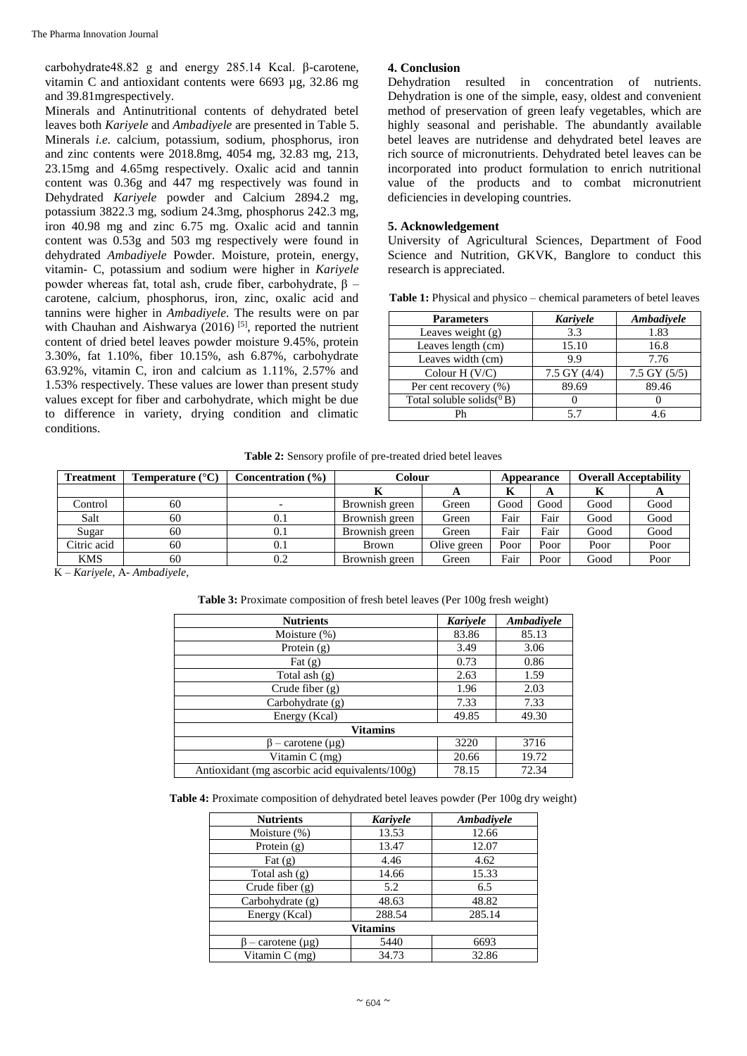carbohydrate48.82 g and energy 285.14 Kcal. β-carotene, vitamin C and antioxidant contents were 6693 µg, 32.86 mg and 39.81mgrespectively.

Minerals and Antinutritional contents of dehydrated betel leaves both *Kariyele* and *Ambadiyele* are presented in Table 5. Minerals *i.e.* calcium, potassium, sodium, phosphorus, iron and zinc contents were 2018.8mg, 4054 mg, 32.83 mg, 213, 23.15mg and 4.65mg respectively. Oxalic acid and tannin content was 0.36g and 447 mg respectively was found in Dehydrated *Kariyele* powder and Calcium 2894.2 mg, potassium 3822.3 mg, sodium 24.3mg, phosphorus 242.3 mg, iron 40.98 mg and zinc 6.75 mg. Oxalic acid and tannin content was 0.53g and 503 mg respectively were found in dehydrated *Ambadiyele* Powder. Moisture, protein, energy, vitamin- C, potassium and sodium were higher in *Kariyele* powder whereas fat, total ash, crude fiber, carbohydrate, β – carotene, calcium, phosphorus, iron, zinc, oxalic acid and tannins were higher in *Ambadiyele.* The results were on par with Chauhan and Aishwarya (2016) [5], reported the nutrient content of dried betel leaves powder moisture 9.45%, protein 3.30%, fat 1.10%, fiber 10.15%, ash 6.87%, carbohydrate 63.92%, vitamin C, iron and calcium as 1.11%, 2.57% and 1.53% respectively. These values are lower than present study values except for fiber and carbohydrate, which might be due to difference in variety, drying condition and climatic conditions.

## 4. Conclusion

Dehydration resulted in concentration of nutrients. Dehydration is one of the simple, easy, oldest and convenient method of preservation of green leafy vegetables, which are highly seasonal and perishable. The abundantly available betel leaves are nutridense and dehydrated betel leaves are rich source of micronutrients. Dehydrated betel leaves can be incorporated into product formulation to enrich nutritional value of the products and to combat micronutrient deficiencies in developing countries.

## 5. Acknowledgement

University of Agricultural Sciences, Department of Food Science and Nutrition, GKVK, Banglore to conduct this research is appreciated.

**Table 1:** Physical and physico – chemical parameters of betel leaves

| Parameters | *Kariyele* | *Ambadiyele* |
|---|---|---|
| Leaves weight (g) | 3.3 | 1.83 |
| Leaves length (cm) | 15.10 | 16.8 |
| Leaves width (cm) | 9.9 | 7.76 |
| Colour H (V/C) | 7.5 GY (4/4) | 7.5 GY (5/5) |
| Per cent recovery (%) | 89.69 | 89.46 |
| Total soluble solids($^0$B) | 0 | 0 |
| Ph | 5.7 | 4.6 |

**Table 2:** Sensory profile of pre-treated dried betel leaves

| Treatment | Temperature (°C) | Concentration (%) | Colour | | Appearance | | Overall Acceptability | |
|---|---|---|---|---|---|---|---|---|
| | | | K | A | K | A | K | A |
| Control | 60 | - | Brownish green | Green | Good | Good | Good | Good |
| Salt | 60 | 0.1 | Brownish green | Green | Fair | Fair | Good | Good |
| Sugar | 60 | 0.1 | Brownish green | Green | Fair | Fair | Good | Good |
| Citric acid | 60 | 0.1 | Brown | Olive green | Poor | Poor | Poor | Poor |
| KMS | 60 | 0.2 | Brownish green | Green | Fair | Poor | Good | Poor |

K – *Kariyele,* A- *Ambadiyele,*

**Table 3:** Proximate composition of fresh betel leaves (Per 100g fresh weight)

| Nutrients | *Kariyele* | *Ambadiyele* |
|---|---|---|
| Moisture (%) | 83.86 | 85.13 |
| Protein (g) | 3.49 | 3.06 |
| Fat (g) | 0.73 | 0.86 |
| Total ash (g) | 2.63 | 1.59 |
| Crude fiber (g) | 1.96 | 2.03 |
| Carbohydrate (g) | 7.33 | 7.33 |
| Energy (Kcal) | 49.85 | 49.30 |
| **Vitamins** | | |
| β – carotene (µg) | 3220 | 3716 |
| Vitamin C (mg) | 20.66 | 19.72 |
| Antioxidant (mg ascorbic acid equivalents/100g) | 78.15 | 72.34 |

**Table 4:** Proximate composition of dehydrated betel leaves powder (Per 100g dry weight)

| Nutrients | *Kariyele* | *Ambadiyele* |
|---|---|---|
| Moisture (%) | 13.53 | 12.66 |
| Protein (g) | 13.47 | 12.07 |
| Fat (g) | 4.46 | 4.62 |
| Total ash (g) | 14.66 | 15.33 |
| Crude fiber (g) | 5.2 | 6.5 |
| Carbohydrate (g) | 48.63 | 48.82 |
| Energy (Kcal) | 288.54 | 285.14 |
| **Vitamins** | | |
| β – carotene (µg) | 5440 | 6693 |
| Vitamin C (mg) | 34.73 | 32.86 |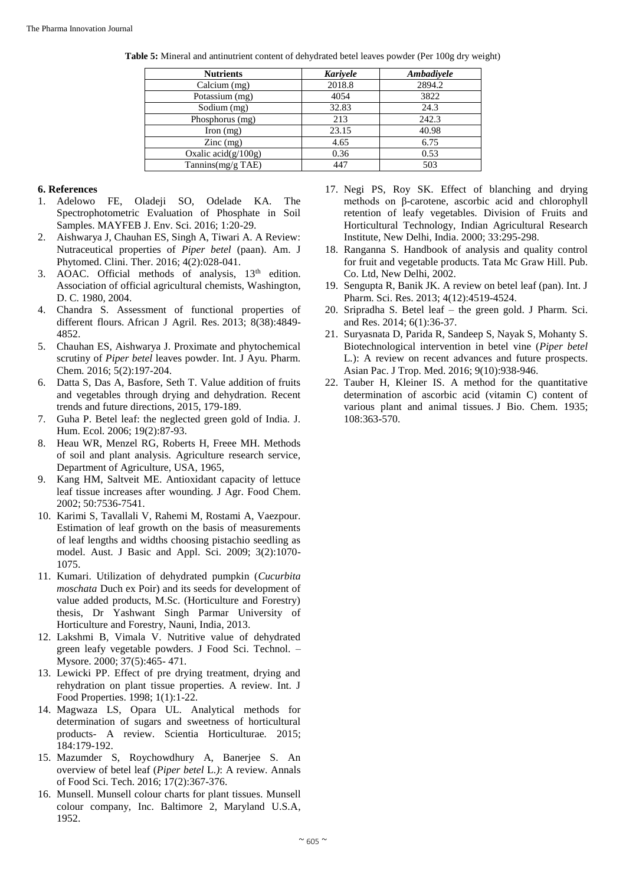**Table 5:** Mineral and antinutrient content of dehydrated betel leaves powder (Per 100g dry weight)

| Nutrients | *Kariyele* | *Ambadiyele* |
|---|---|---|
| Calcium (mg) | 2018.8 | 2894.2 |
| Potassium (mg) | 4054 | 3822 |
| Sodium (mg) | 32.83 | 24.3 |
| Phosphorus (mg) | 213 | 242.3 |
| Iron (mg) | 23.15 | 40.98 |
| Zinc (mg) | 4.65 | 6.75 |
| Oxalic acid(g/100g) | 0.36 | 0.53 |
| Tannins(mg/g TAE) | 447 | 503 |

## 6. References

1. Adelowo FE, Oladeji SO, Odelade KA. The Spectrophotometric Evaluation of Phosphate in Soil Samples. MAYFEB J. Env. Sci. 2016; 1:20-29.
2. Aishwarya J, Chauhan ES, Singh A, Tiwari A. A Review: Nutraceutical properties of *Piper betel* (paan). Am. J Phytomed. Clini. Ther. 2016; 4(2):028-041.
3. AOAC. Official methods of analysis, 13th edition. Association of official agricultural chemists, Washington, D. C. 1980, 2004.
4. Chandra S. Assessment of functional properties of different flours. African J Agril. Res. 2013; 8(38):4849-4852.
5. Chauhan ES, Aishwarya J. Proximate and phytochemical scrutiny of *Piper betel* leaves powder. Int. J Ayu. Pharm. Chem. 2016; 5(2):197-204.
6. Datta S, Das A, Basfore, Seth T. Value addition of fruits and vegetables through drying and dehydration. Recent trends and future directions, 2015, 179-189.
7. Guha P. Betel leaf: the neglected green gold of India. J. Hum. Ecol. 2006; 19(2):87-93.
8. Heau WR, Menzel RG, Roberts H, Freee MH. Methods of soil and plant analysis. Agriculture research service, Department of Agriculture, USA, 1965,
9. Kang HM, Saltveit ME. Antioxidant capacity of lettuce leaf tissue increases after wounding. J Agr. Food Chem. 2002; 50:7536-7541.
10. Karimi S, Tavallali V, Rahemi M, Rostami A, Vaezpour. Estimation of leaf growth on the basis of measurements of leaf lengths and widths choosing pistachio seedling as model. Aust. J Basic and Appl. Sci. 2009; 3(2):1070-1075.
11. Kumari. Utilization of dehydrated pumpkin (*Cucurbita moschata* Duch ex Poir) and its seeds for development of value added products, M.Sc. (Horticulture and Forestry) thesis, Dr Yashwant Singh Parmar University of Horticulture and Forestry, Nauni, India, 2013.
12. Lakshmi B, Vimala V. Nutritive value of dehydrated green leafy vegetable powders. J Food Sci. Technol. – Mysore. 2000; 37(5):465- 471.
13. Lewicki PP. Effect of pre drying treatment, drying and rehydration on plant tissue properties. A review. Int. J Food Properties. 1998; 1(1):1-22.
14. Magwaza LS, Opara UL. Analytical methods for determination of sugars and sweetness of horticultural products- A review. Scientia Horticulturae. 2015; 184:179-192.
15. Mazumder S, Roychowdhury A, Banerjee S. An overview of betel leaf (*Piper betel* L.*)*: A review. Annals of Food Sci. Tech. 2016; 17(2):367-376.
16. Munsell. Munsell colour charts for plant tissues. Munsell colour company, Inc. Baltimore 2, Maryland U.S.A, 1952.
17. Negi PS, Roy SK. Effect of blanching and drying methods on β-carotene, ascorbic acid and chlorophyll retention of leafy vegetables. Division of Fruits and Horticultural Technology, Indian Agricultural Research Institute, New Delhi, India. 2000; 33:295-298.
18. Ranganna S. Handbook of analysis and quality control for fruit and vegetable products. Tata Mc Graw Hill. Pub. Co. Ltd, New Delhi, 2002.
19. Sengupta R, Banik JK. A review on betel leaf (pan). Int. J Pharm. Sci. Res. 2013; 4(12):4519-4524.
20. Sripradha S. Betel leaf – the green gold. J Pharm. Sci. and Res. 2014; 6(1):36-37.
21. Suryasnata D, Parida R, Sandeep S, Nayak S, Mohanty S. Biotechnological intervention in betel vine (*Piper betel* L.): A review on recent advances and future prospects. Asian Pac. J Trop. Med. 2016; 9(10):938-946.
22. Tauber H, Kleiner IS. A method for the quantitative determination of ascorbic acid (vitamin C) content of various plant and animal tissues. J Bio. Chem. 1935; 108:363-570.